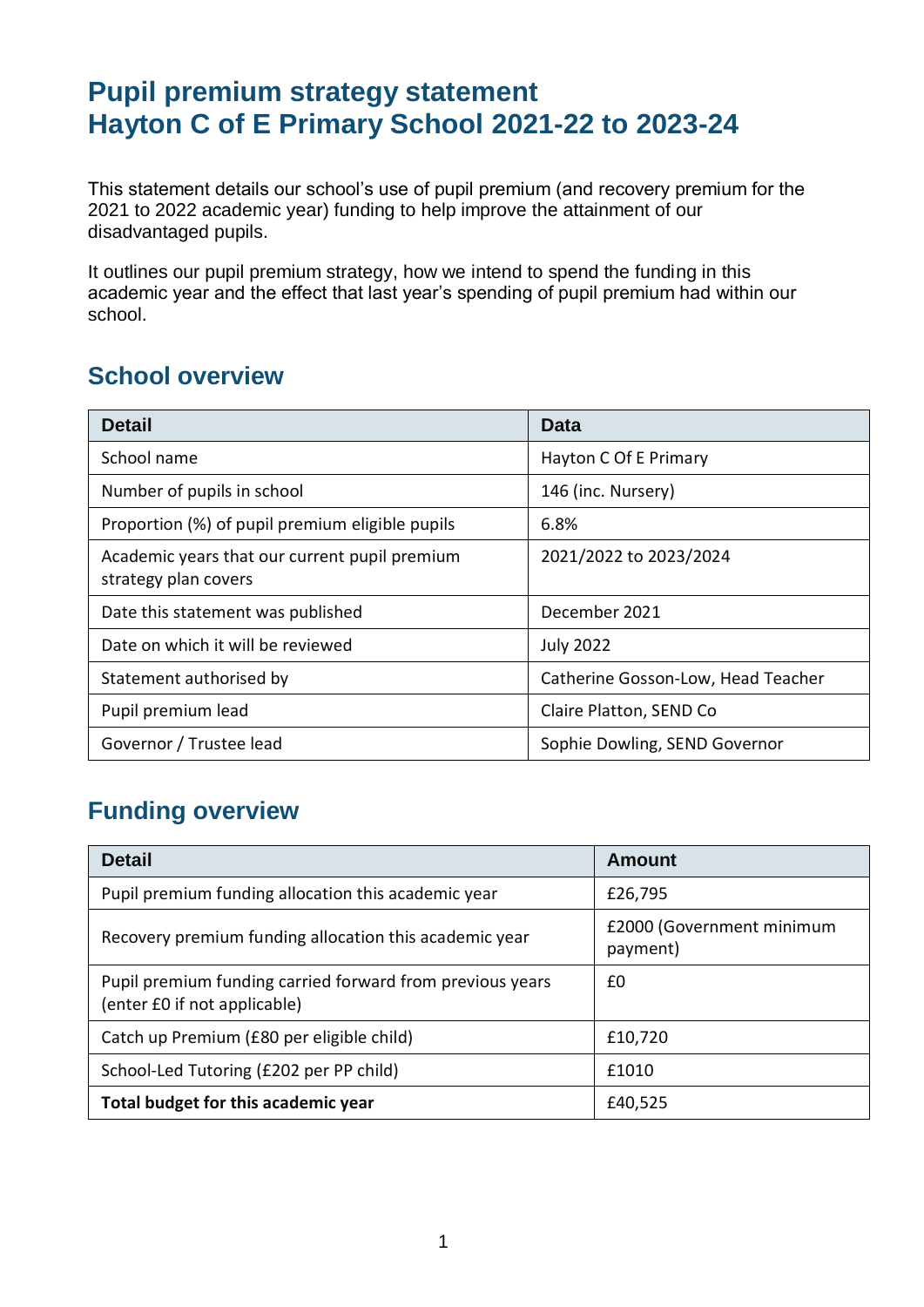# Pupil premium strategy statement
# Hayton C of E Primary School 2021-22 to 2023-24

This statement details our school's use of pupil premium (and recovery premium for the 2021 to 2022 academic year) funding to help improve the attainment of our disadvantaged pupils.

It outlines our pupil premium strategy, how we intend to spend the funding in this academic year and the effect that last year's spending of pupil premium had within our school.

## School overview

| Detail | Data |
| --- | --- |
| School name | Hayton C Of E Primary |
| Number of pupils in school | 146 (inc. Nursery) |
| Proportion (%) of pupil premium eligible pupils | 6.8% |
| Academic years that our current pupil premium strategy plan covers | 2021/2022 to 2023/2024 |
| Date this statement was published | December 2021 |
| Date on which it will be reviewed | July 2022 |
| Statement authorised by | Catherine Gosson-Low, Head Teacher |
| Pupil premium lead | Claire Platton, SEND Co |
| Governor / Trustee lead | Sophie Dowling, SEND Governor |

## Funding overview

| Detail | Amount |
| --- | --- |
| Pupil premium funding allocation this academic year | £26,795 |
| Recovery premium funding allocation this academic year | £2000 (Government minimum payment) |
| Pupil premium funding carried forward from previous years (enter £0 if not applicable) | £0 |
| Catch up Premium (£80 per eligible child) | £10,720 |
| School-Led Tutoring (£202 per PP child) | £1010 |
| **Total budget for this academic year** | £40,525 |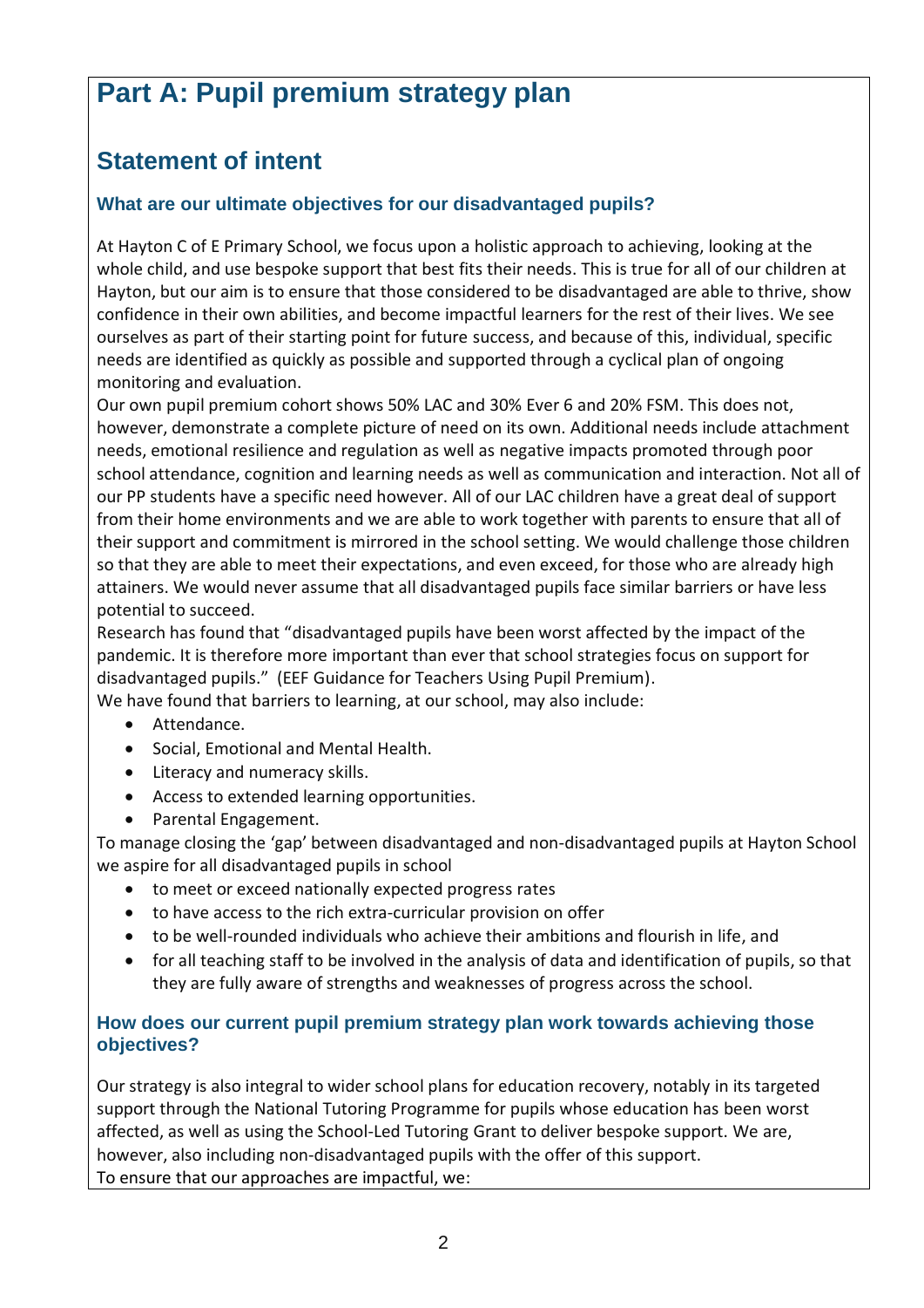# Part A: Pupil premium strategy plan

## Statement of intent

### What are our ultimate objectives for our disadvantaged pupils?

At Hayton C of E Primary School, we focus upon a holistic approach to achieving, looking at the whole child, and use bespoke support that best fits their needs. This is true for all of our children at Hayton, but our aim is to ensure that those considered to be disadvantaged are able to thrive, show confidence in their own abilities, and become impactful learners for the rest of their lives. We see ourselves as part of their starting point for future success, and because of this, individual, specific needs are identified as quickly as possible and supported through a cyclical plan of ongoing monitoring and evaluation.

Our own pupil premium cohort shows 50% LAC and 30% Ever 6 and 20% FSM. This does not, however, demonstrate a complete picture of need on its own. Additional needs include attachment needs, emotional resilience and regulation as well as negative impacts promoted through poor school attendance, cognition and learning needs as well as communication and interaction. Not all of our PP students have a specific need however. All of our LAC children have a great deal of support from their home environments and we are able to work together with parents to ensure that all of their support and commitment is mirrored in the school setting. We would challenge those children so that they are able to meet their expectations, and even exceed, for those who are already high attainers. We would never assume that all disadvantaged pupils face similar barriers or have less potential to succeed.

Research has found that "disadvantaged pupils have been worst affected by the impact of the pandemic. It is therefore more important than ever that school strategies focus on support for disadvantaged pupils." (EEF Guidance for Teachers Using Pupil Premium).

We have found that barriers to learning, at our school, may also include:

- Attendance.
- Social, Emotional and Mental Health.
- Literacy and numeracy skills.
- Access to extended learning opportunities.
- Parental Engagement.

To manage closing the 'gap' between disadvantaged and non-disadvantaged pupils at Hayton School we aspire for all disadvantaged pupils in school

- to meet or exceed nationally expected progress rates
- to have access to the rich extra-curricular provision on offer
- to be well-rounded individuals who achieve their ambitions and flourish in life, and
- for all teaching staff to be involved in the analysis of data and identification of pupils, so that they are fully aware of strengths and weaknesses of progress across the school.

### How does our current pupil premium strategy plan work towards achieving those objectives?

Our strategy is also integral to wider school plans for education recovery, notably in its targeted support through the National Tutoring Programme for pupils whose education has been worst affected, as well as using the School-Led Tutoring Grant to deliver bespoke support. We are, however, also including non-disadvantaged pupils with the offer of this support.

To ensure that our approaches are impactful, we: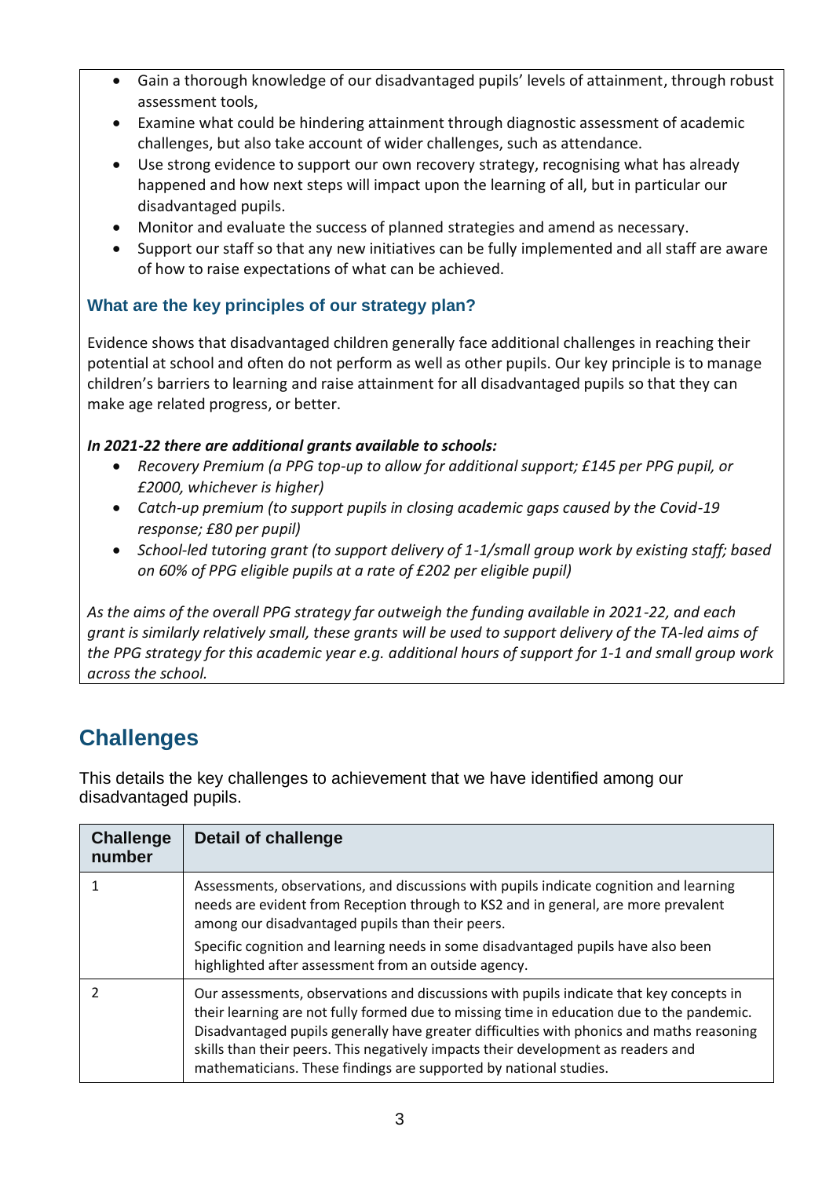- Gain a thorough knowledge of our disadvantaged pupils' levels of attainment, through robust assessment tools,
- Examine what could be hindering attainment through diagnostic assessment of academic challenges, but also take account of wider challenges, such as attendance.
- Use strong evidence to support our own recovery strategy, recognising what has already happened and how next steps will impact upon the learning of all, but in particular our disadvantaged pupils.
- Monitor and evaluate the success of planned strategies and amend as necessary.
- Support our staff so that any new initiatives can be fully implemented and all staff are aware of how to raise expectations of what can be achieved.

### What are the key principles of our strategy plan?

Evidence shows that disadvantaged children generally face additional challenges in reaching their potential at school and often do not perform as well as other pupils. Our key principle is to manage children's barriers to learning and raise attainment for all disadvantaged pupils so that they can make age related progress, or better.

***In 2021-22 there are additional grants available to schools:***

- *Recovery Premium (a PPG top-up to allow for additional support; £145 per PPG pupil, or £2000, whichever is higher)*
- *Catch-up premium (to support pupils in closing academic gaps caused by the Covid-19 response; £80 per pupil)*
- *School-led tutoring grant (to support delivery of 1-1/small group work by existing staff; based on 60% of PPG eligible pupils at a rate of £202 per eligible pupil)*

*As the aims of the overall PPG strategy far outweigh the funding available in 2021-22, and each grant is similarly relatively small, these grants will be used to support delivery of the TA-led aims of the PPG strategy for this academic year e.g. additional hours of support for 1-1 and small group work across the school.*

## Challenges

This details the key challenges to achievement that we have identified among our disadvantaged pupils.

| Challenge number | Detail of challenge |
|---|---|
| 1 | Assessments, observations, and discussions with pupils indicate cognition and learning needs are evident from Reception through to KS2 and in general, are more prevalent among our disadvantaged pupils than their peers.<br><br>Specific cognition and learning needs in some disadvantaged pupils have also been highlighted after assessment from an outside agency. |
| 2 | Our assessments, observations and discussions with pupils indicate that key concepts in their learning are not fully formed due to missing time in education due to the pandemic. Disadvantaged pupils generally have greater difficulties with phonics and maths reasoning skills than their peers. This negatively impacts their development as readers and mathematicians. These findings are supported by national studies. |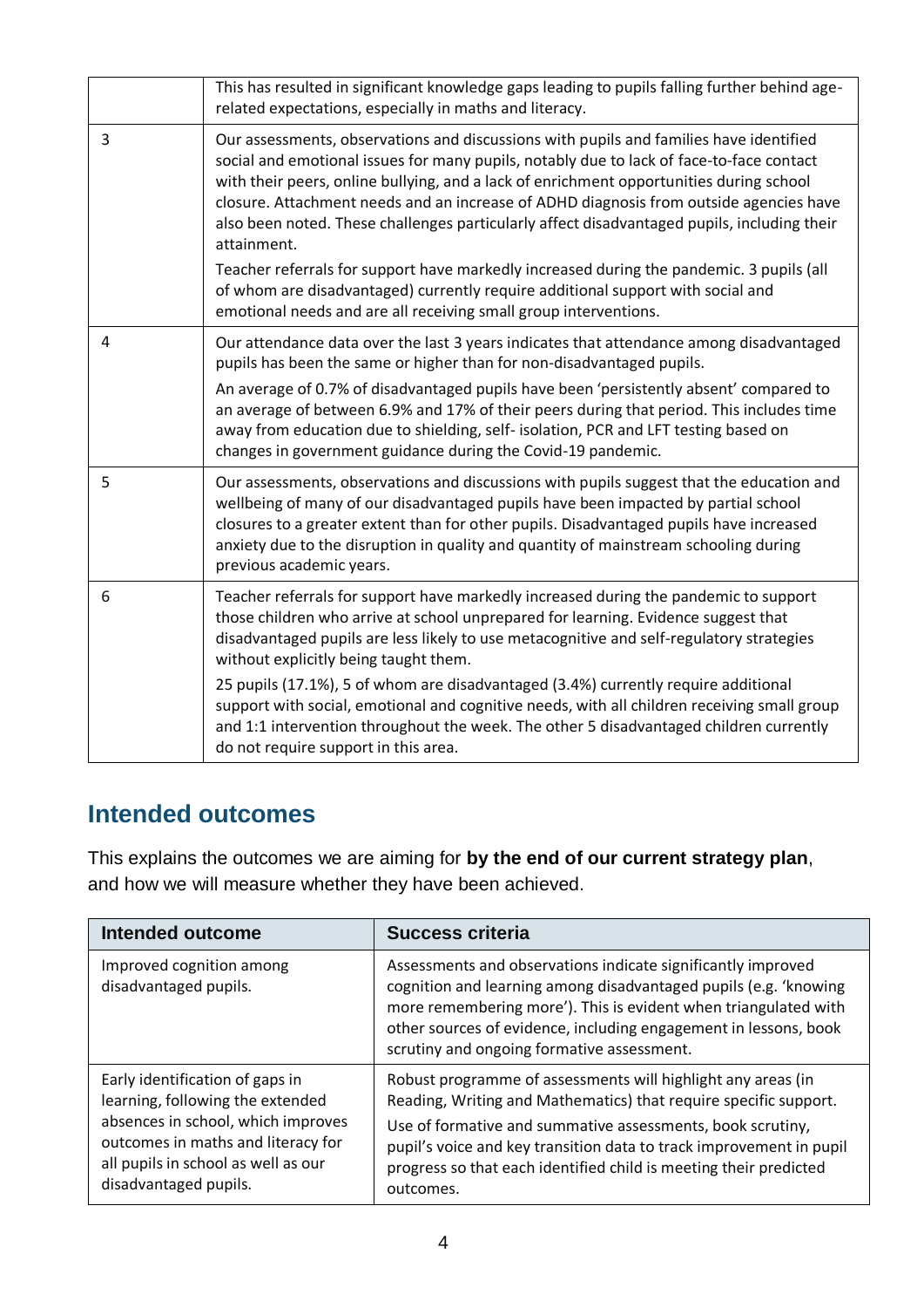| | |
|---|---|
| | This has resulted in significant knowledge gaps leading to pupils falling further behind age-related expectations, especially in maths and literacy. |
| 3 | Our assessments, observations and discussions with pupils and families have identified social and emotional issues for many pupils, notably due to lack of face-to-face contact with their peers, online bullying, and a lack of enrichment opportunities during school closure. Attachment needs and an increase of ADHD diagnosis from outside agencies have also been noted. These challenges particularly affect disadvantaged pupils, including their attainment.<br><br>Teacher referrals for support have markedly increased during the pandemic. 3 pupils (all of whom are disadvantaged) currently require additional support with social and emotional needs and are all receiving small group interventions. |
| 4 | Our attendance data over the last 3 years indicates that attendance among disadvantaged pupils has been the same or higher than for non-disadvantaged pupils.<br><br>An average of 0.7% of disadvantaged pupils have been 'persistently absent' compared to an average of between 6.9% and 17% of their peers during that period. This includes time away from education due to shielding, self- isolation, PCR and LFT testing based on changes in government guidance during the Covid-19 pandemic. |
| 5 | Our assessments, observations and discussions with pupils suggest that the education and wellbeing of many of our disadvantaged pupils have been impacted by partial school closures to a greater extent than for other pupils. Disadvantaged pupils have increased anxiety due to the disruption in quality and quantity of mainstream schooling during previous academic years. |
| 6 | Teacher referrals for support have markedly increased during the pandemic to support those children who arrive at school unprepared for learning. Evidence suggest that disadvantaged pupils are less likely to use metacognitive and self-regulatory strategies without explicitly being taught them.<br><br>25 pupils (17.1%), 5 of whom are disadvantaged (3.4%) currently require additional support with social, emotional and cognitive needs, with all children receiving small group and 1:1 intervention throughout the week. The other 5 disadvantaged children currently do not require support in this area. |

## Intended outcomes

This explains the outcomes we are aiming for **by the end of our current strategy plan**, and how we will measure whether they have been achieved.

| Intended outcome | Success criteria |
|---|---|
| Improved cognition among disadvantaged pupils. | Assessments and observations indicate significantly improved cognition and learning among disadvantaged pupils (e.g. 'knowing more remembering more'). This is evident when triangulated with other sources of evidence, including engagement in lessons, book scrutiny and ongoing formative assessment. |
| Early identification of gaps in learning, following the extended absences in school, which improves outcomes in maths and literacy for all pupils in school as well as our disadvantaged pupils. | Robust programme of assessments will highlight any areas (in Reading, Writing and Mathematics) that require specific support.<br><br>Use of formative and summative assessments, book scrutiny, pupil's voice and key transition data to track improvement in pupil progress so that each identified child is meeting their predicted outcomes. |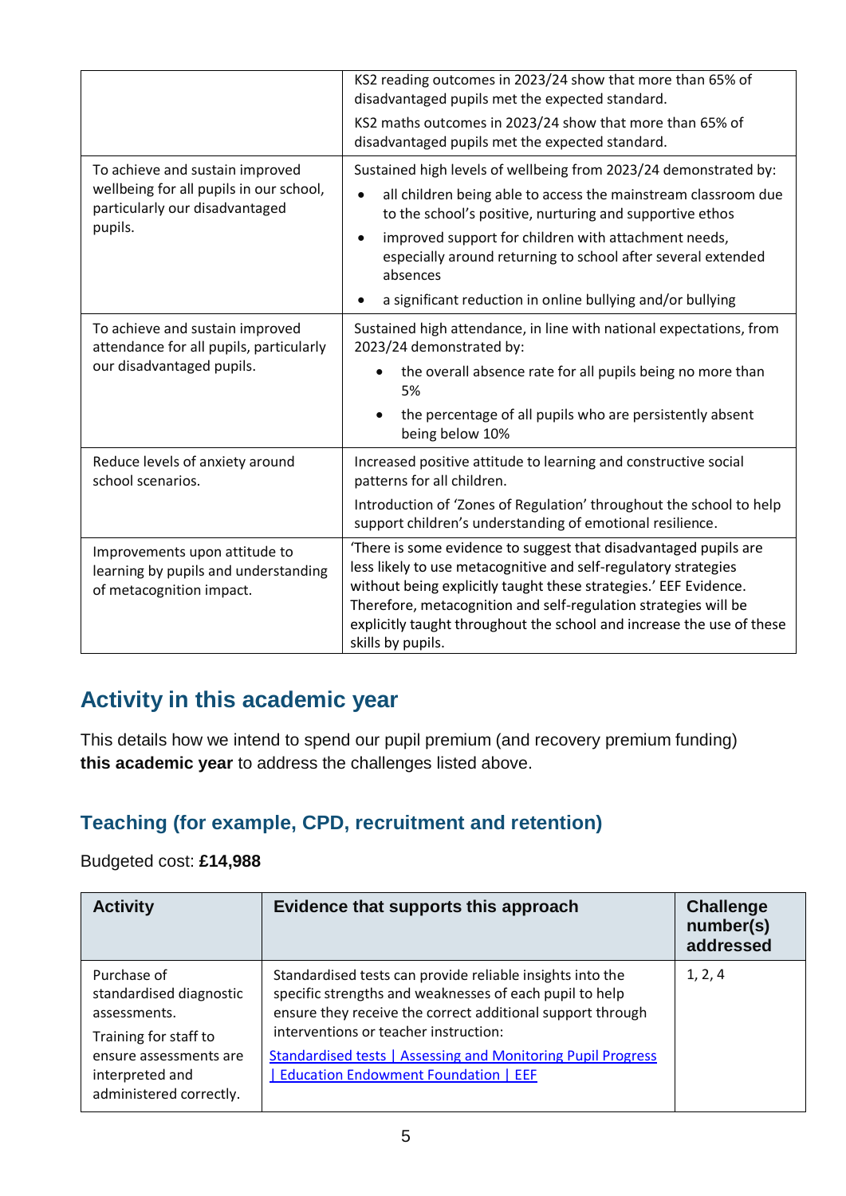| | |
|---|---|
| | KS2 reading outcomes in 2023/24 show that more than 65% of disadvantaged pupils met the expected standard.<br>KS2 maths outcomes in 2023/24 show that more than 65% of disadvantaged pupils met the expected standard. |
| To achieve and sustain improved wellbeing for all pupils in our school, particularly our disadvantaged pupils. | Sustained high levels of wellbeing from 2023/24 demonstrated by:<br>• all children being able to access the mainstream classroom due to the school's positive, nurturing and supportive ethos<br>• improved support for children with attachment needs, especially around returning to school after several extended absences<br>• a significant reduction in online bullying and/or bullying |
| To achieve and sustain improved attendance for all pupils, particularly our disadvantaged pupils. | Sustained high attendance, in line with national expectations, from 2023/24 demonstrated by:<br>• the overall absence rate for all pupils being no more than 5%<br>• the percentage of all pupils who are persistently absent being below 10% |
| Reduce levels of anxiety around school scenarios. | Increased positive attitude to learning and constructive social patterns for all children.<br>Introduction of 'Zones of Regulation' throughout the school to help support children's understanding of emotional resilience. |
| Improvements upon attitude to learning by pupils and understanding of metacognition impact. | 'There is some evidence to suggest that disadvantaged pupils are less likely to use metacognitive and self-regulatory strategies without being explicitly taught these strategies.' EEF Evidence. Therefore, metacognition and self-regulation strategies will be explicitly taught throughout the school and increase the use of these skills by pupils. |

## Activity in this academic year

This details how we intend to spend our pupil premium (and recovery premium funding) **this academic year** to address the challenges listed above.

### Teaching (for example, CPD, recruitment and retention)

Budgeted cost: **£14,988**

| Activity | Evidence that supports this approach | Challenge number(s) addressed |
|---|---|---|
| Purchase of standardised diagnostic assessments.<br>Training for staff to ensure assessments are interpreted and administered correctly. | Standardised tests can provide reliable insights into the specific strengths and weaknesses of each pupil to help ensure they receive the correct additional support through interventions or teacher instruction:<br>Standardised tests \| Assessing and Monitoring Pupil Progress \| Education Endowment Foundation \| EEF | 1, 2, 4 |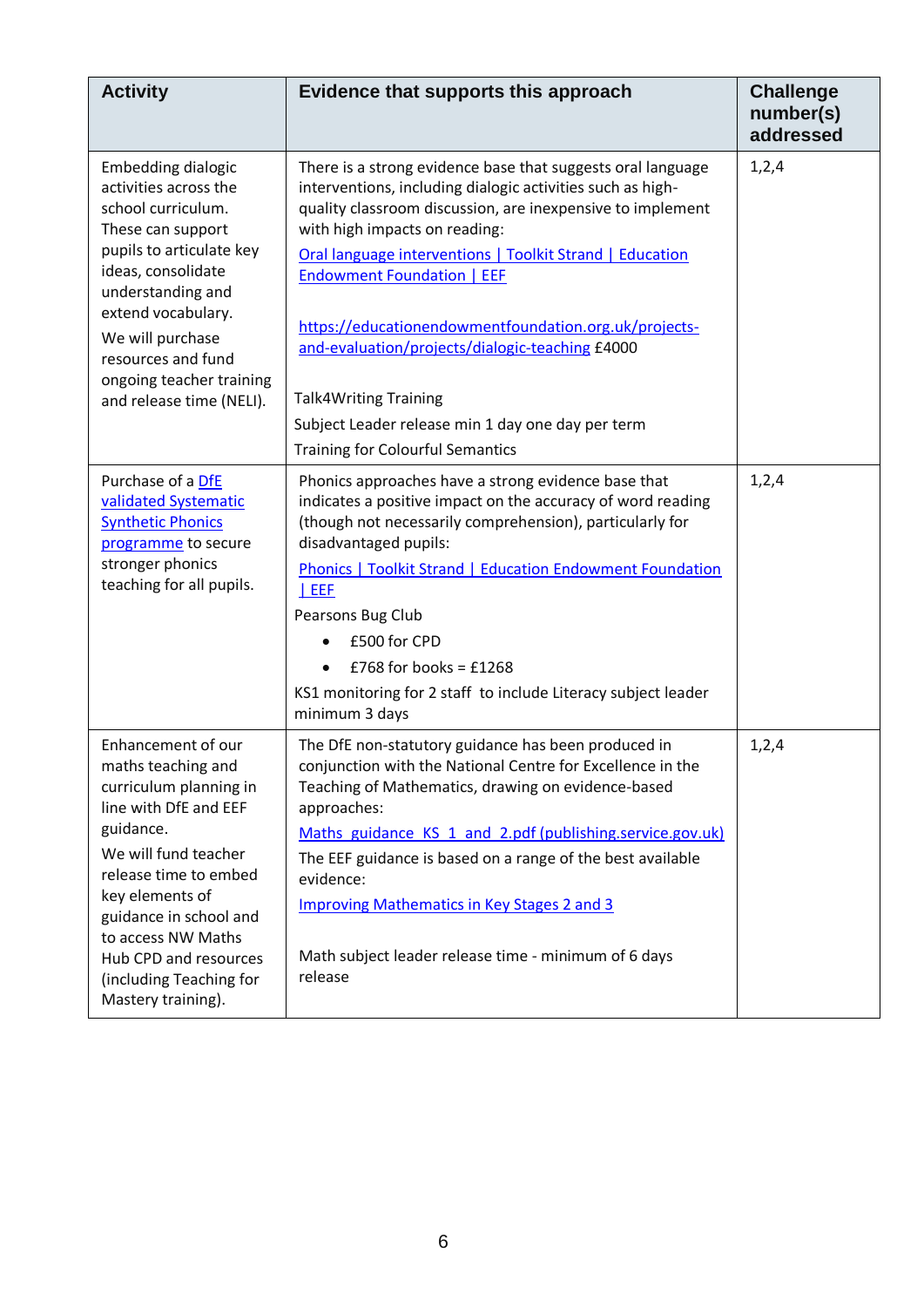| Activity | Evidence that supports this approach | Challenge number(s) addressed |
|---|---|---|
| Embedding dialogic activities across the school curriculum. These can support pupils to articulate key ideas, consolidate understanding and extend vocabulary.<br>We will purchase resources and fund ongoing teacher training and release time (NELI). | There is a strong evidence base that suggests oral language interventions, including dialogic activities such as high-quality classroom discussion, are inexpensive to implement with high impacts on reading:<br>Oral language interventions \| Toolkit Strand \| Education Endowment Foundation \| EEF<br><br>https://educationendowmentfoundation.org.uk/projects-and-evaluation/projects/dialogic-teaching £4000<br><br>Talk4Writing Training<br>Subject Leader release min 1 day one day per term<br>Training for Colourful Semantics | 1,2,4 |
| Purchase of a DfE validated Systematic Synthetic Phonics programme to secure stronger phonics teaching for all pupils. | Phonics approaches have a strong evidence base that indicates a positive impact on the accuracy of word reading (though not necessarily comprehension), particularly for disadvantaged pupils:<br>Phonics \| Toolkit Strand \| Education Endowment Foundation \| EEF<br>Pearsons Bug Club<br>• £500 for CPD<br>• £768 for books = £1268<br>KS1 monitoring for 2 staff to include Literacy subject leader minimum 3 days | 1,2,4 |
| Enhancement of our maths teaching and curriculum planning in line with DfE and EEF guidance.<br>We will fund teacher release time to embed key elements of guidance in school and to access NW Maths Hub CPD and resources (including Teaching for Mastery training). | The DfE non-statutory guidance has been produced in conjunction with the National Centre for Excellence in the Teaching of Mathematics, drawing on evidence-based approaches:<br>Maths_guidance_KS_1_and_2.pdf (publishing.service.gov.uk)<br>The EEF guidance is based on a range of the best available evidence:<br>Improving Mathematics in Key Stages 2 and 3<br><br>Math subject leader release time - minimum of 6 days release | 1,2,4 |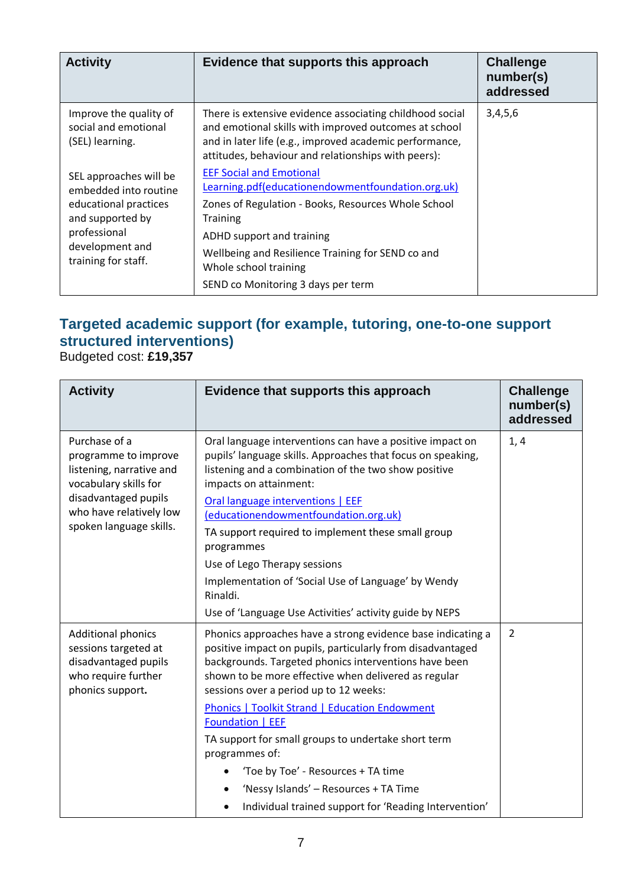| Activity | Evidence that supports this approach | Challenge number(s) addressed |
|---|---|---|
| Improve the quality of social and emotional (SEL) learning.<br><br>SEL approaches will be embedded into routine educational practices and supported by professional development and training for staff. | There is extensive evidence associating childhood social and emotional skills with improved outcomes at school and in later life (e.g., improved academic performance, attitudes, behaviour and relationships with peers):<br>EEF Social and Emotional Learning.pdf(educationendowmentfoundation.org.uk)<br>Zones of Regulation - Books, Resources Whole School Training<br>ADHD support and training<br>Wellbeing and Resilience Training for SEND co and Whole school training<br>SEND co Monitoring 3 days per term | 3,4,5,6 |

## Targeted academic support (for example, tutoring, one-to-one support structured interventions)

Budgeted cost: **£19,357**

| Activity | Evidence that supports this approach | Challenge number(s) addressed |
|---|---|---|
| Purchase of a programme to improve listening, narrative and vocabulary skills for disadvantaged pupils who have relatively low spoken language skills. | Oral language interventions can have a positive impact on pupils' language skills. Approaches that focus on speaking, listening and a combination of the two show positive impacts on attainment:<br>Oral language interventions \| EEF (educationendowmentfoundation.org.uk)<br>TA support required to implement these small group programmes<br>Use of Lego Therapy sessions<br>Implementation of 'Social Use of Language' by Wendy Rinaldi.<br>Use of 'Language Use Activities' activity guide by NEPS | 1, 4 |
| Additional phonics sessions targeted at disadvantaged pupils who require further phonics support. | Phonics approaches have a strong evidence base indicating a positive impact on pupils, particularly from disadvantaged backgrounds. Targeted phonics interventions have been shown to be more effective when delivered as regular sessions over a period up to 12 weeks:<br>Phonics \| Toolkit Strand \| Education Endowment Foundation \| EEF<br>TA support for small groups to undertake short term programmes of:<br>• 'Toe by Toe' - Resources + TA time<br>• 'Nessy Islands' – Resources + TA Time<br>• Individual trained support for 'Reading Intervention' | 2 |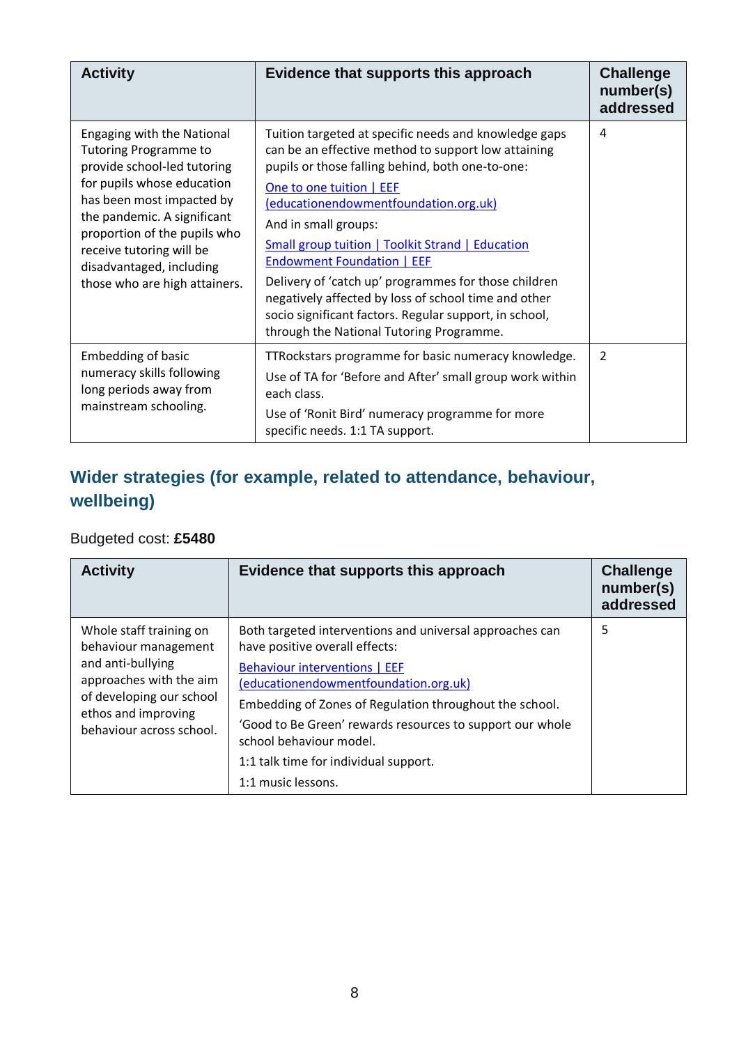| Activity | Evidence that supports this approach | Challenge number(s) addressed |
|---|---|---|
| Engaging with the National Tutoring Programme to provide school-led tutoring for pupils whose education has been most impacted by the pandemic. A significant proportion of the pupils who receive tutoring will be disadvantaged, including those who are high attainers. | Tuition targeted at specific needs and knowledge gaps can be an effective method to support low attaining pupils or those falling behind, both one-to-one: [One to one tuition \| EEF (educationendowmentfoundation.org.uk)](#) And in small groups: [Small group tuition \| Toolkit Strand \| Education Endowment Foundation \| EEF](#) Delivery of 'catch up' programmes for those children negatively affected by loss of school time and other socio significant factors. Regular support, in school, through the National Tutoring Programme. | 4 |
| Embedding of basic numeracy skills following long periods away from mainstream schooling. | TTRockstars programme for basic numeracy knowledge. Use of TA for 'Before and After' small group work within each class. Use of 'Ronit Bird' numeracy programme for more specific needs. 1:1 TA support. | 2 |

## Wider strategies (for example, related to attendance, behaviour, wellbeing)

Budgeted cost: **£5480**

| Activity | Evidence that supports this approach | Challenge number(s) addressed |
|---|---|---|
| Whole staff training on behaviour management and anti-bullying approaches with the aim of developing our school ethos and improving behaviour across school. | Both targeted interventions and universal approaches can have positive overall effects: [Behaviour interventions \| EEF (educationendowmentfoundation.org.uk)](#) Embedding of Zones of Regulation throughout the school. 'Good to Be Green' rewards resources to support our whole school behaviour model. 1:1 talk time for individual support. 1:1 music lessons. | 5 |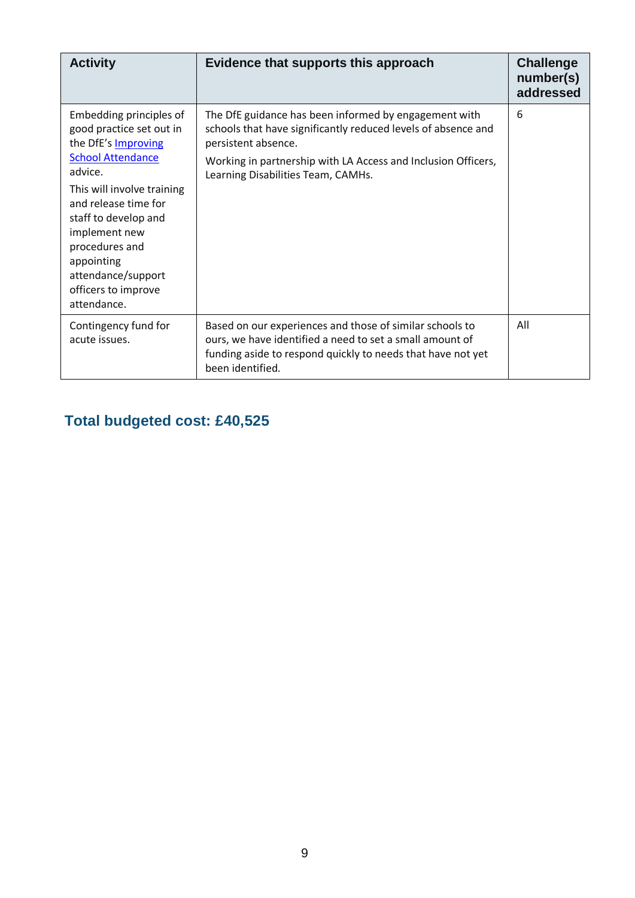| Activity | Evidence that supports this approach | Challenge number(s) addressed |
|---|---|---|
| Embedding principles of good practice set out in the DfE's [Improving School Attendance]() advice.<br>This will involve training and release time for staff to develop and implement new procedures and appointing attendance/support officers to improve attendance. | The DfE guidance has been informed by engagement with schools that have significantly reduced levels of absence and persistent absence.<br>Working in partnership with LA Access and Inclusion Officers, Learning Disabilities Team, CAMHs. | 6 |
| Contingency fund for acute issues. | Based on our experiences and those of similar schools to ours, we have identified a need to set a small amount of funding aside to respond quickly to needs that have not yet been identified. | All |

## Total budgeted cost: £40,525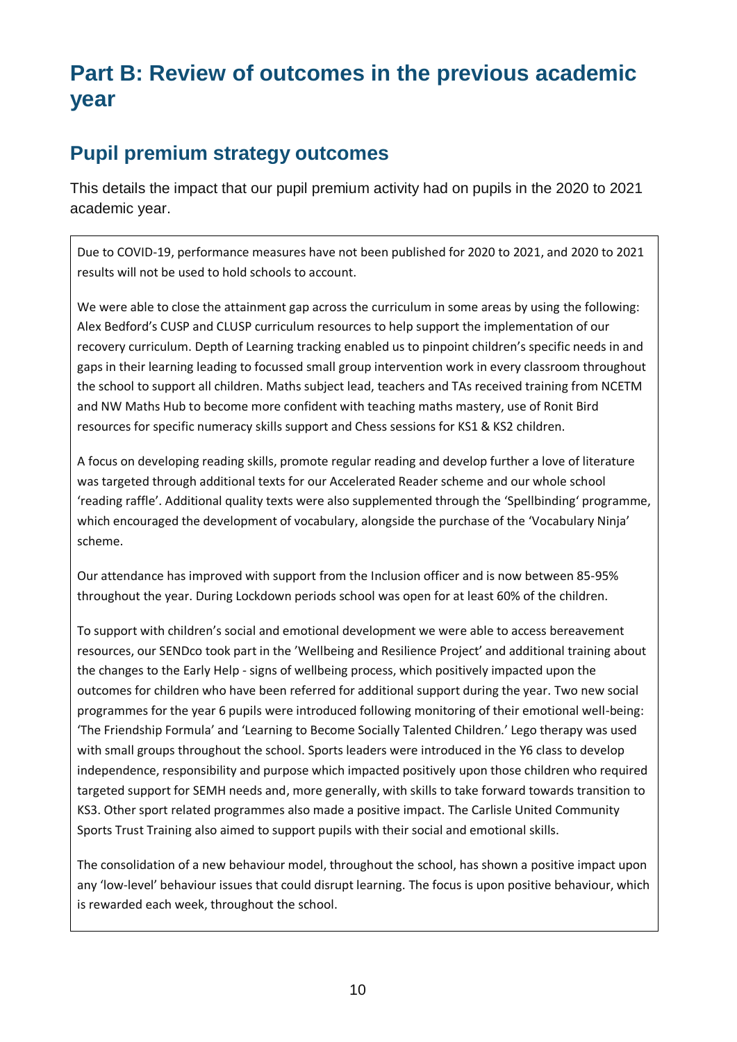# Part B: Review of outcomes in the previous academic year

## Pupil premium strategy outcomes

This details the impact that our pupil premium activity had on pupils in the 2020 to 2021 academic year.

Due to COVID-19, performance measures have not been published for 2020 to 2021, and 2020 to 2021 results will not be used to hold schools to account.

We were able to close the attainment gap across the curriculum in some areas by using the following: Alex Bedford's CUSP and CLUSP curriculum resources to help support the implementation of our recovery curriculum. Depth of Learning tracking enabled us to pinpoint children's specific needs in and gaps in their learning leading to focussed small group intervention work in every classroom throughout the school to support all children. Maths subject lead, teachers and TAs received training from NCETM and NW Maths Hub to become more confident with teaching maths mastery, use of Ronit Bird resources for specific numeracy skills support and Chess sessions for KS1 & KS2 children.

A focus on developing reading skills, promote regular reading and develop further a love of literature was targeted through additional texts for our Accelerated Reader scheme and our whole school 'reading raffle'. Additional quality texts were also supplemented through the 'Spellbinding' programme, which encouraged the development of vocabulary, alongside the purchase of the 'Vocabulary Ninja' scheme.

Our attendance has improved with support from the Inclusion officer and is now between 85-95% throughout the year. During Lockdown periods school was open for at least 60% of the children.

To support with children's social and emotional development we were able to access bereavement resources, our SENDco took part in the 'Wellbeing and Resilience Project' and additional training about the changes to the Early Help - signs of wellbeing process, which positively impacted upon the outcomes for children who have been referred for additional support during the year. Two new social programmes for the year 6 pupils were introduced following monitoring of their emotional well-being: 'The Friendship Formula' and 'Learning to Become Socially Talented Children.' Lego therapy was used with small groups throughout the school. Sports leaders were introduced in the Y6 class to develop independence, responsibility and purpose which impacted positively upon those children who required targeted support for SEMH needs and, more generally, with skills to take forward towards transition to KS3. Other sport related programmes also made a positive impact. The Carlisle United Community Sports Trust Training also aimed to support pupils with their social and emotional skills.

The consolidation of a new behaviour model, throughout the school, has shown a positive impact upon any 'low-level' behaviour issues that could disrupt learning. The focus is upon positive behaviour, which is rewarded each week, throughout the school.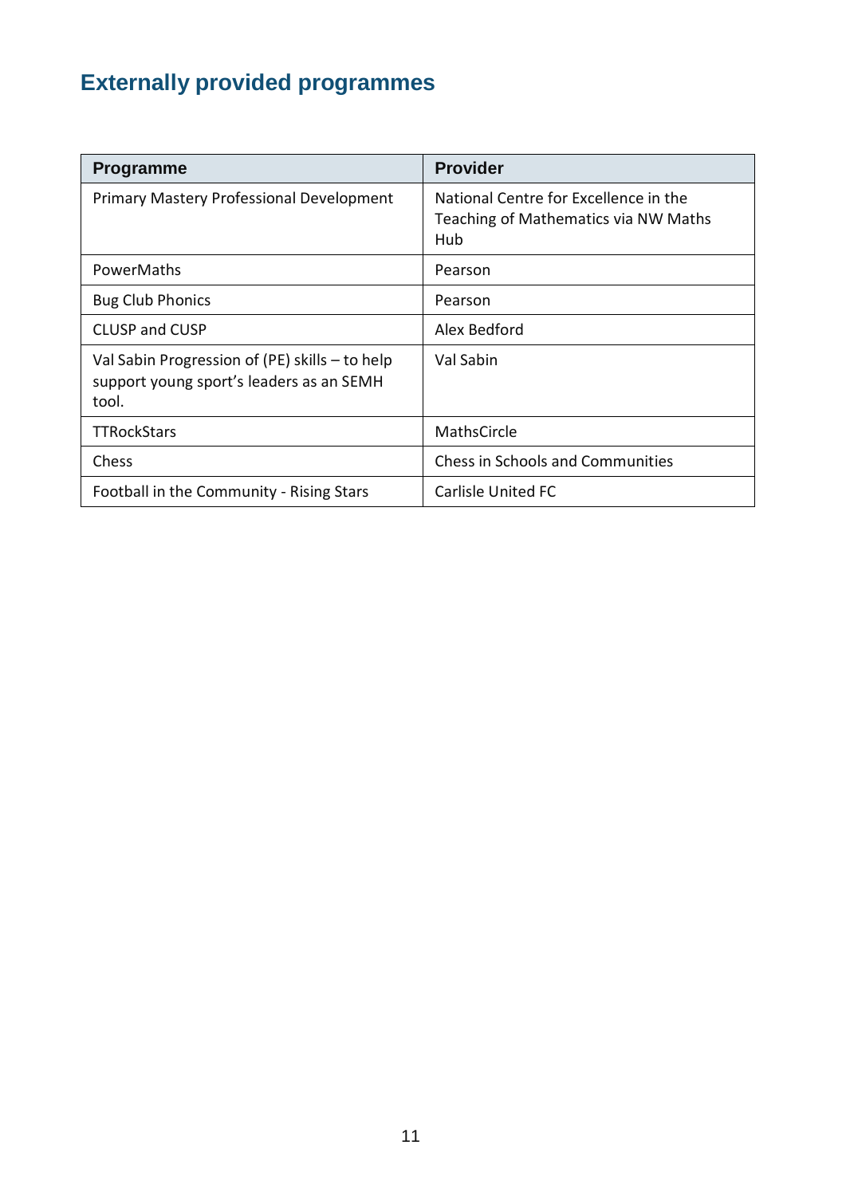## Externally provided programmes

| Programme | Provider |
|---|---|
| Primary Mastery Professional Development | National Centre for Excellence in the Teaching of Mathematics via NW Maths Hub |
| PowerMaths | Pearson |
| Bug Club Phonics | Pearson |
| CLUSP and CUSP | Alex Bedford |
| Val Sabin Progression of (PE) skills – to help support young sport's leaders as an SEMH tool. | Val Sabin |
| TTRockStars | MathsCircle |
| Chess | Chess in Schools and Communities |
| Football in the Community - Rising Stars | Carlisle United FC |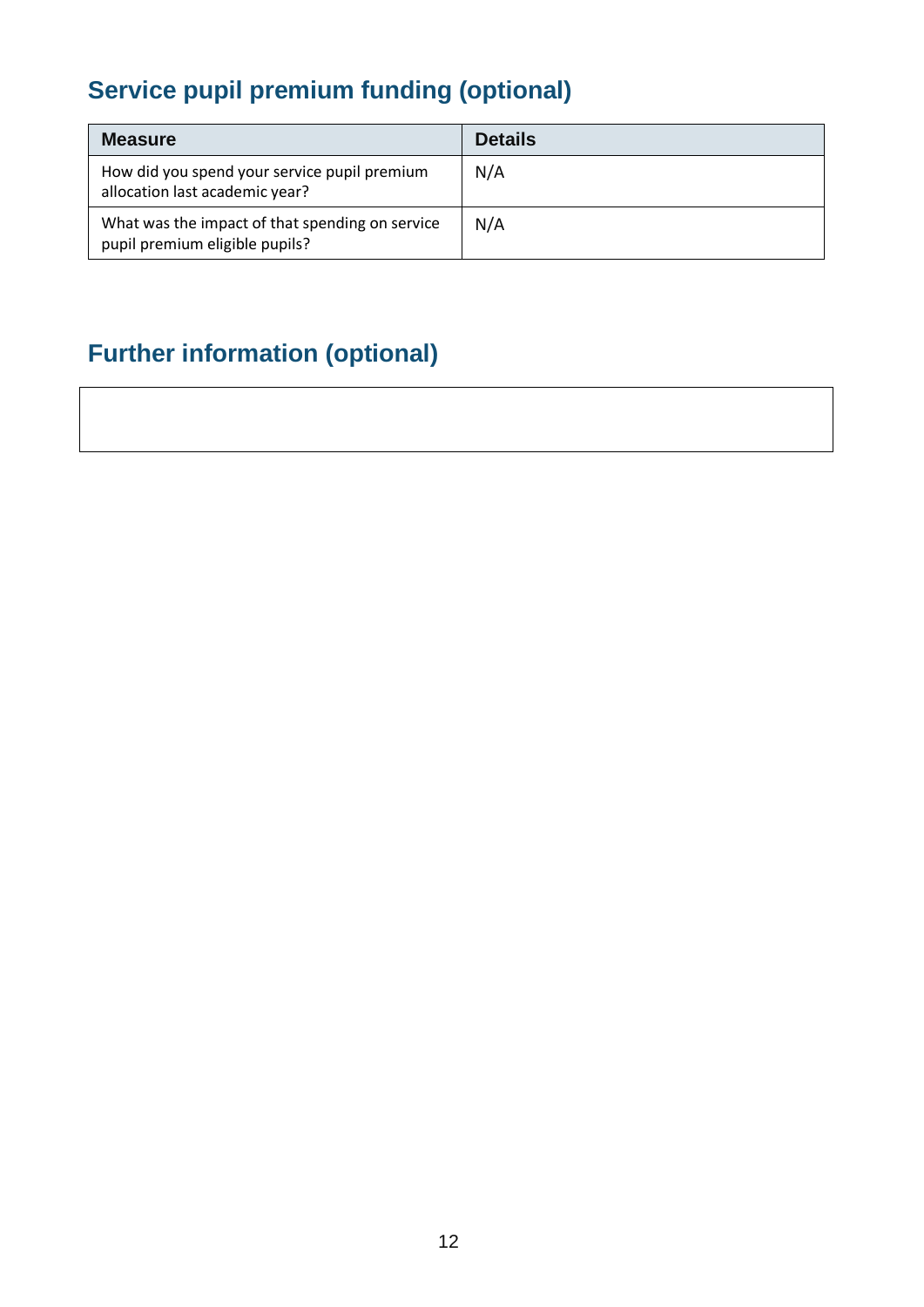## Service pupil premium funding (optional)

| Measure | Details |
|---|---|
| How did you spend your service pupil premium allocation last academic year? | N/A |
| What was the impact of that spending on service pupil premium eligible pupils? | N/A |

## Further information (optional)